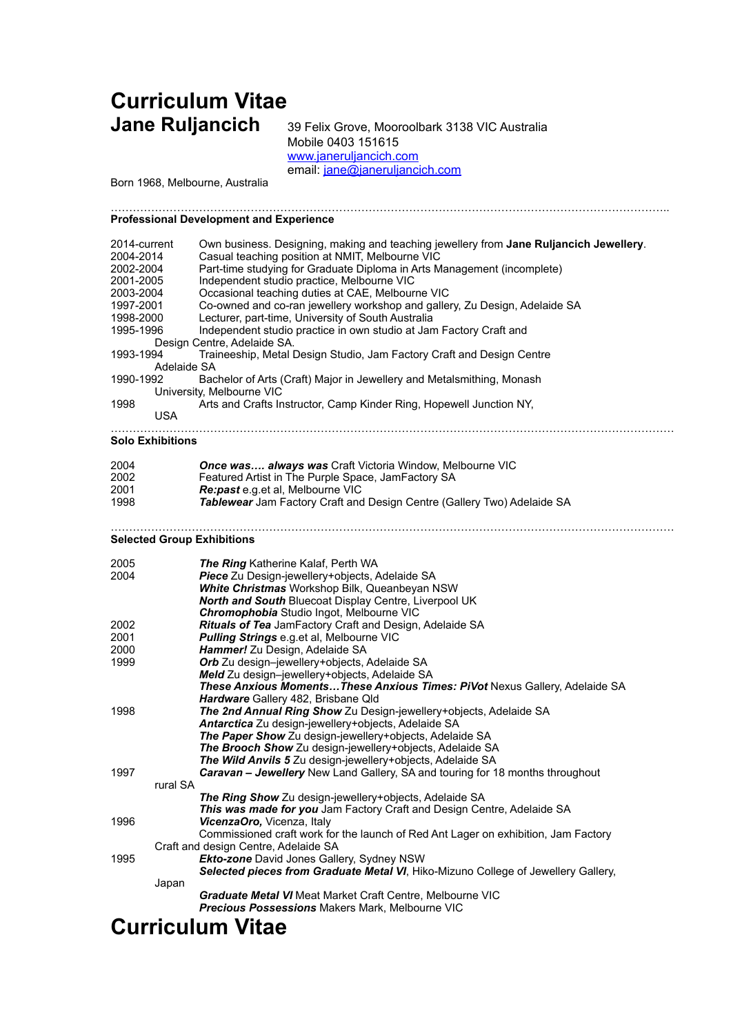# Curriculum Vitae

## Jane Ruljancich

39 Felix Grove, Mooroolbark 3138 VIC Australia
Mobile 0403 151615
www.janeruljancich.com
email: jane@janeruljancich.com

Born 1968, Melbourne, Australia

### Professional Development and Experience

| | |
|---|---|
| 2014-current | Own business. Designing, making and teaching jewellery from **Jane Ruljancich Jewellery**. |
| 2004-2014 | Casual teaching position at NMIT, Melbourne VIC |
| 2002-2004 | Part-time studying for Graduate Diploma in Arts Management (incomplete) |
| 2001-2005 | Independent studio practice, Melbourne VIC |
| 2003-2004 | Occasional teaching duties at CAE, Melbourne VIC |
| 1997-2001 | Co-owned and co-ran jewellery workshop and gallery, Zu Design, Adelaide SA |
| 1998-2000 | Lecturer, part-time, University of South Australia |
| 1995-1996 | Independent studio practice in own studio at Jam Factory Craft and Design Centre, Adelaide SA. |
| 1993-1994 | Traineeship, Metal Design Studio, Jam Factory Craft and Design Centre Adelaide SA |
| 1990-1992 | Bachelor of Arts (Craft) Major in Jewellery and Metalsmithing, Monash University, Melbourne VIC |
| 1998 | Arts and Crafts Instructor, Camp Kinder Ring, Hopewell Junction NY, USA |

### Solo Exhibitions

| | |
|---|---|
| 2004 | ***Once was…. always was*** Craft Victoria Window, Melbourne VIC |
| 2002 | Featured Artist in The Purple Space, JamFactory SA |
| 2001 | ***Re:past*** e.g.et al, Melbourne VIC |
| 1998 | ***Tablewear*** Jam Factory Craft and Design Centre (Gallery Two) Adelaide SA |

### Selected Group Exhibitions

| | |
|---|---|
| 2005 | ***The Ring*** Katherine Kalaf, Perth WA |
| 2004 | ***Piece*** Zu Design-jewellery+objects, Adelaide SA |
| | ***White Christmas*** Workshop Bilk, Queanbeyan NSW |
| | ***North and South*** Bluecoat Display Centre, Liverpool UK |
| | ***Chromophobia*** Studio Ingot, Melbourne VIC |
| 2002 | ***Rituals of Tea*** JamFactory Craft and Design, Adelaide SA |
| 2001 | ***Pulling Strings*** e.g.et al, Melbourne VIC |
| 2000 | ***Hammer!*** Zu Design, Adelaide SA |
| 1999 | ***Orb*** Zu design–jewellery+objects, Adelaide SA |
| | ***Meld*** Zu design–jewellery+objects, Adelaide SA |
| | ***These Anxious Moments…These Anxious Times: PiVot*** Nexus Gallery, Adelaide SA |
| | ***Hardware*** Gallery 482, Brisbane Qld |
| 1998 | ***The 2nd Annual Ring Show*** Zu Design-jewellery+objects, Adelaide SA |
| | ***Antarctica*** Zu design-jewellery+objects, Adelaide SA |
| | ***The Paper Show*** Zu design-jewellery+objects, Adelaide SA |
| | ***The Brooch Show*** Zu design-jewellery+objects, Adelaide SA |
| | ***The Wild Anvils 5*** Zu design-jewellery+objects, Adelaide SA |
| 1997 | ***Caravan – Jewellery*** New Land Gallery, SA and touring for 18 months throughout rural SA |
| | ***The Ring Show*** Zu design-jewellery+objects, Adelaide SA |
| | ***This was made for you*** Jam Factory Craft and Design Centre, Adelaide SA |
| 1996 | ***VicenzaOro,*** Vicenza, Italy |
| | Commissioned craft work for the launch of Red Ant Lager on exhibition, Jam Factory Craft and design Centre, Adelaide SA |
| 1995 | ***Ekto-zone*** David Jones Gallery, Sydney NSW |
| | ***Selected pieces from Graduate Metal VI***, Hiko-Mizuno College of Jewellery Gallery, Japan |
| | ***Graduate Metal VI*** Meat Market Craft Centre, Melbourne VIC |
| | ***Precious Possessions*** Makers Mark, Melbourne VIC |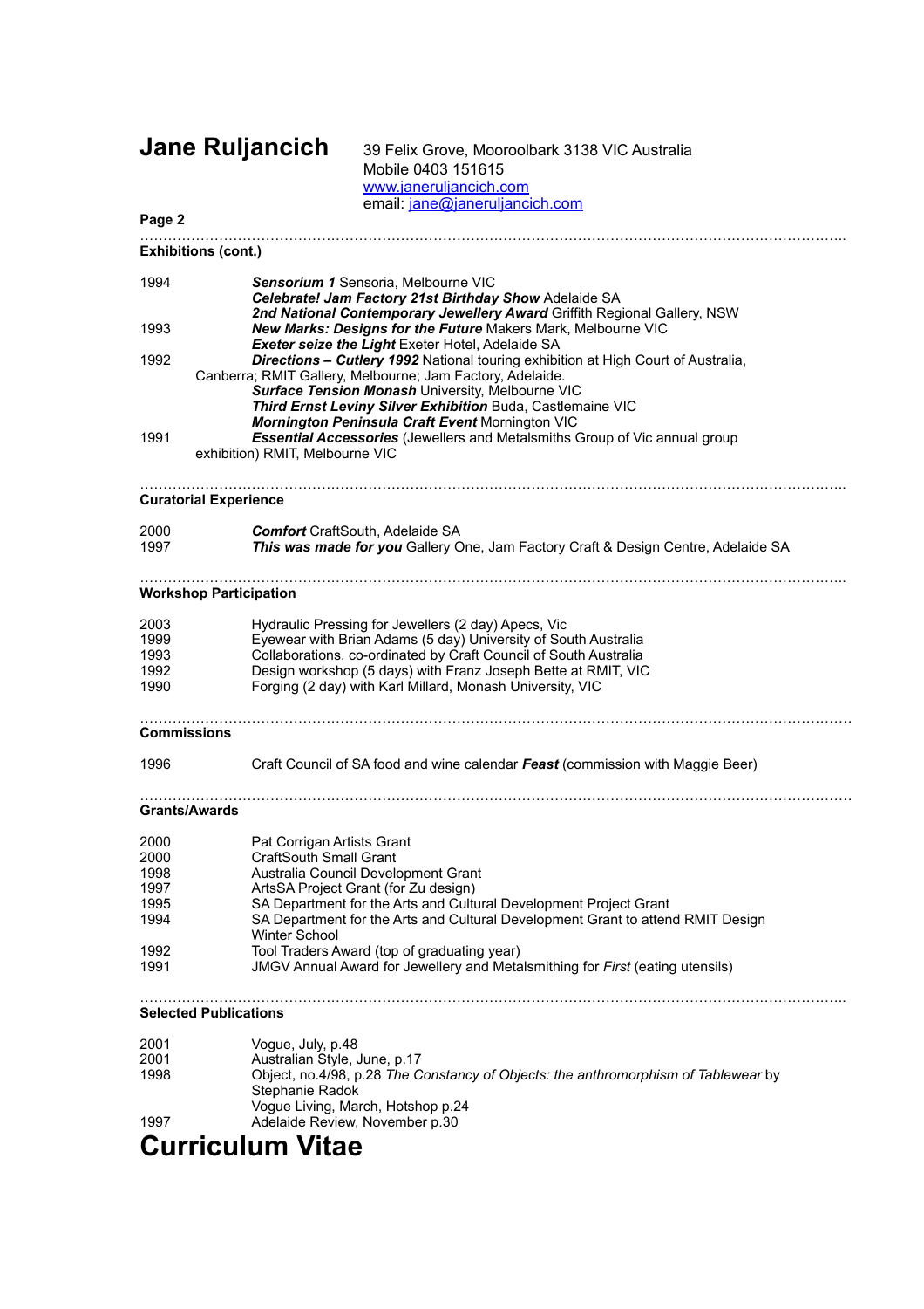# Jane Ruljancich

39 Felix Grove, Mooroolbark 3138 VIC Australia
Mobile 0403 151615
www.janeruljancich.com
email: jane@janeruljancich.com

**Page 2**

## Exhibitions (cont.)

| | |
|---|---|
| 1994 | ***Sensorium 1*** Sensoria, Melbourne VIC |
| | ***Celebrate! Jam Factory 21st Birthday Show*** Adelaide SA |
| | ***2nd National Contemporary Jewellery Award*** Griffith Regional Gallery, NSW |
| 1993 | ***New Marks: Designs for the Future*** Makers Mark, Melbourne VIC |
| | ***Exeter seize the Light*** Exeter Hotel, Adelaide SA |
| 1992 | ***Directions – Cutlery 1992*** National touring exhibition at High Court of Australia, Canberra; RMIT Gallery, Melbourne; Jam Factory, Adelaide. |
| | ***Surface Tension Monash*** University, Melbourne VIC |
| | ***Third Ernst Leviny Silver Exhibition*** Buda, Castlemaine VIC |
| | ***Mornington Peninsula Craft Event*** Mornington VIC |
| 1991 | ***Essential Accessories*** (Jewellers and Metalsmiths Group of Vic annual group exhibition) RMIT, Melbourne VIC |

## Curatorial Experience

| | |
|---|---|
| 2000 | ***Comfort*** CraftSouth, Adelaide SA |
| 1997 | ***This was made for you*** Gallery One, Jam Factory Craft & Design Centre, Adelaide SA |

## Workshop Participation

| | |
|---|---|
| 2003 | Hydraulic Pressing for Jewellers (2 day) Apecs, Vic |
| 1999 | Eyewear with Brian Adams (5 day) University of South Australia |
| 1993 | Collaborations, co-ordinated by Craft Council of South Australia |
| 1992 | Design workshop (5 days) with Franz Joseph Bette at RMIT, VIC |
| 1990 | Forging (2 day) with Karl Millard, Monash University, VIC |

## Commissions

| | |
|---|---|
| 1996 | Craft Council of SA food and wine calendar ***Feast*** (commission with Maggie Beer) |

## Grants/Awards

| | |
|---|---|
| 2000 | Pat Corrigan Artists Grant |
| 2000 | CraftSouth Small Grant |
| 1998 | Australia Council Development Grant |
| 1997 | ArtsSA Project Grant (for Zu design) |
| 1995 | SA Department for the Arts and Cultural Development Project Grant |
| 1994 | SA Department for the Arts and Cultural Development Grant to attend RMIT Design Winter School |
| 1992 | Tool Traders Award (top of graduating year) |
| 1991 | JMGV Annual Award for Jewellery and Metalsmithing for *First* (eating utensils) |

## Selected Publications

| | |
|---|---|
| 2001 | Vogue, July, p.48 |
| 2001 | Australian Style, June, p.17 |
| 1998 | Object, no.4/98, p.28 *The Constancy of Objects: the anthromorphism of Tablewear* by Stephanie Radok |
| | Vogue Living, March, Hotshop p.24 |
| 1997 | Adelaide Review, November p.30 |

# Curriculum Vitae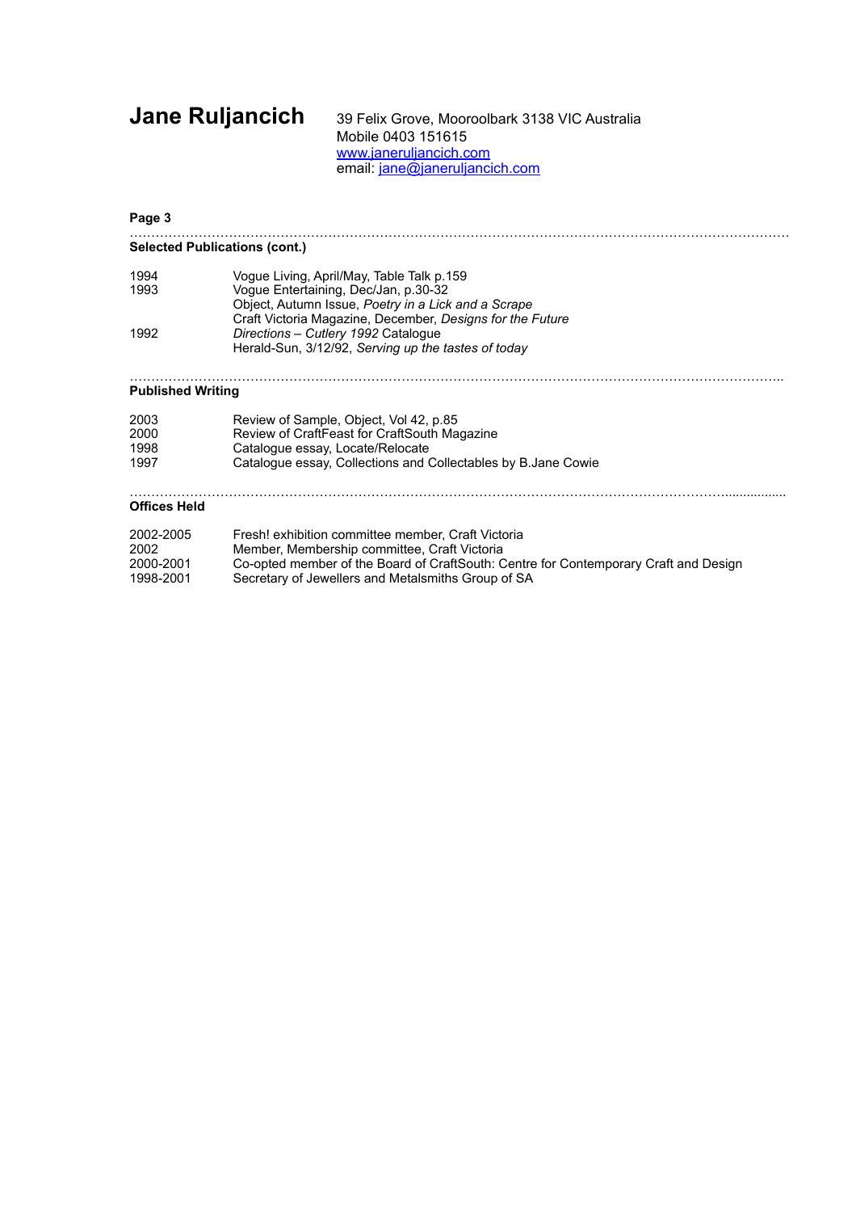# Jane Ruljancich

39 Felix Grove, Mooroolbark 3138 VIC Australia
Mobile 0403 151615
www.janeruljancich.com
email: jane@janeruljancich.com

**Page 3**

## Selected Publications (cont.)

| | |
|---|---|
| 1994 | Vogue Living, April/May, Table Talk p.159 |
| 1993 | Vogue Entertaining, Dec/Jan, p.30-32 |
| | Object, Autumn Issue, *Poetry in a Lick and a Scrape* |
| | Craft Victoria Magazine, December, *Designs for the Future* |
| 1992 | *Directions – Cutlery 1992* Catalogue |
| | Herald-Sun, 3/12/92, *Serving up the tastes of today* |

## Published Writing

| | |
|---|---|
| 2003 | Review of Sample, Object, Vol 42, p.85 |
| 2000 | Review of CraftFeast for CraftSouth Magazine |
| 1998 | Catalogue essay, Locate/Relocate |
| 1997 | Catalogue essay, Collections and Collectables by B.Jane Cowie |

## Offices Held

| | |
|---|---|
| 2002-2005 | Fresh! exhibition committee member, Craft Victoria |
| 2002 | Member, Membership committee, Craft Victoria |
| 2000-2001 | Co-opted member of the Board of CraftSouth: Centre for Contemporary Craft and Design |
| 1998-2001 | Secretary of Jewellers and Metalsmiths Group of SA |